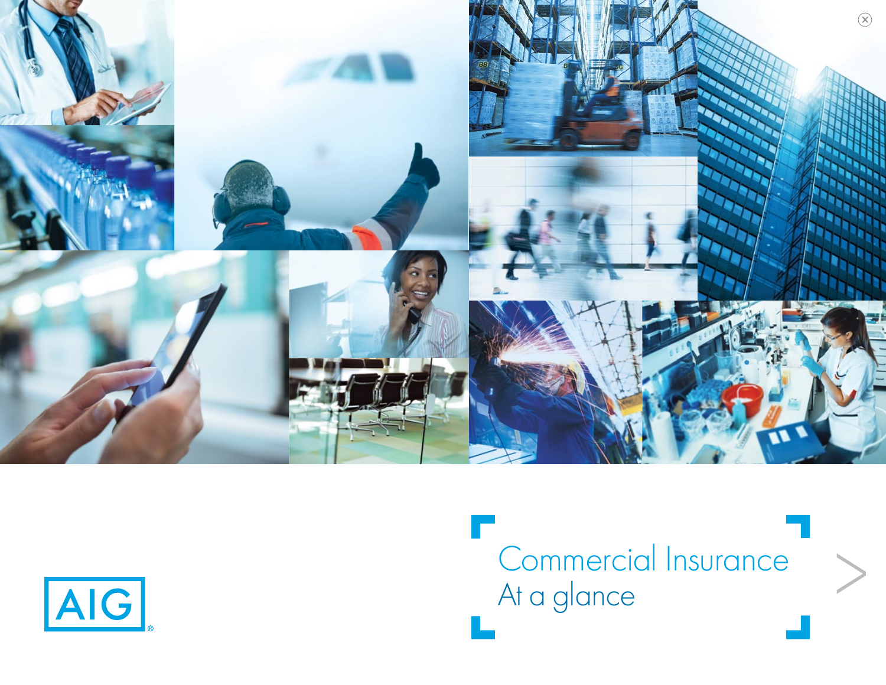AIG®

# Commercial Insurance
## At a glance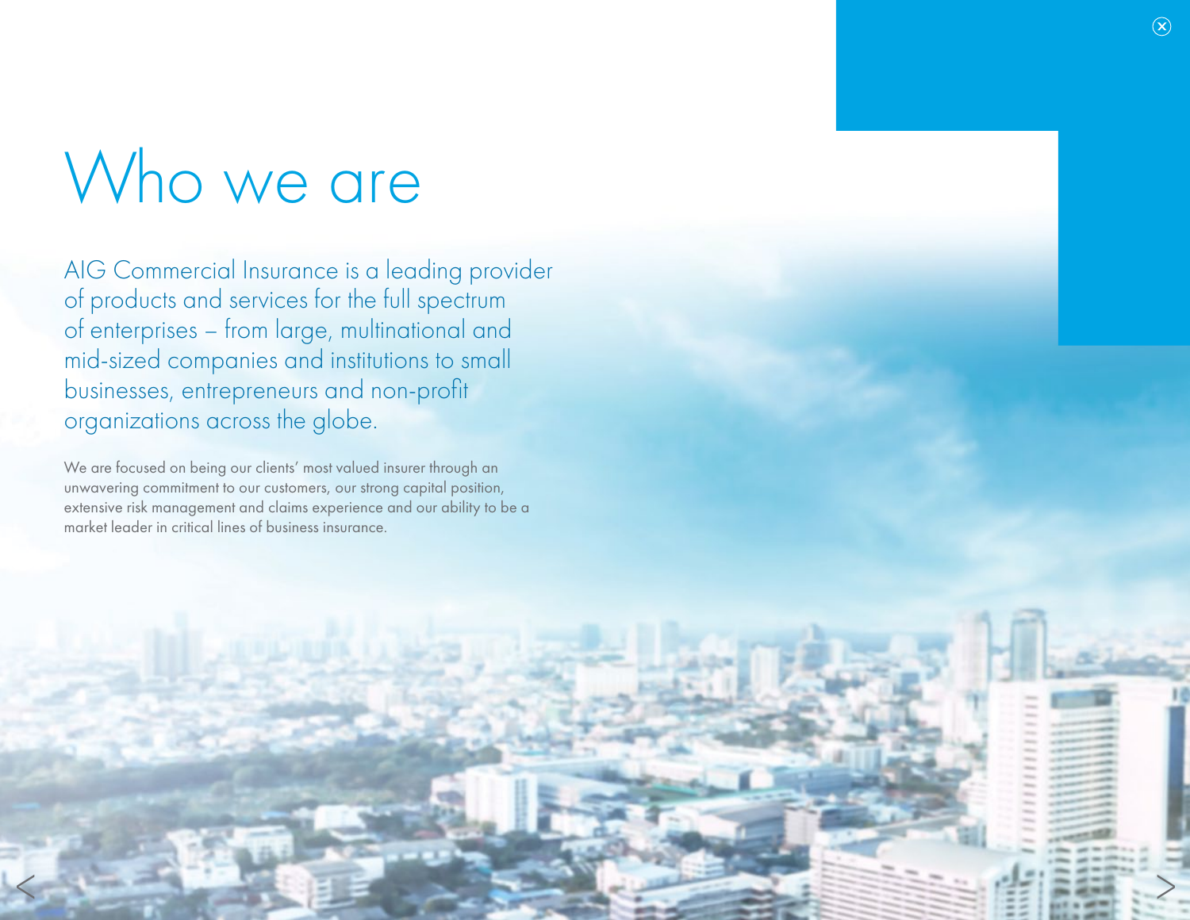# Who we are

AIG Commercial Insurance is a leading provider of products and services for the full spectrum of enterprises – from large, multinational and mid-sized companies and institutions to small businesses, entrepreneurs and non-profit organizations across the globe.

We are focused on being our clients' most valued insurer through an unwavering commitment to our customers, our strong capital position, extensive risk management and claims experience and our ability to be a market leader in critical lines of business insurance.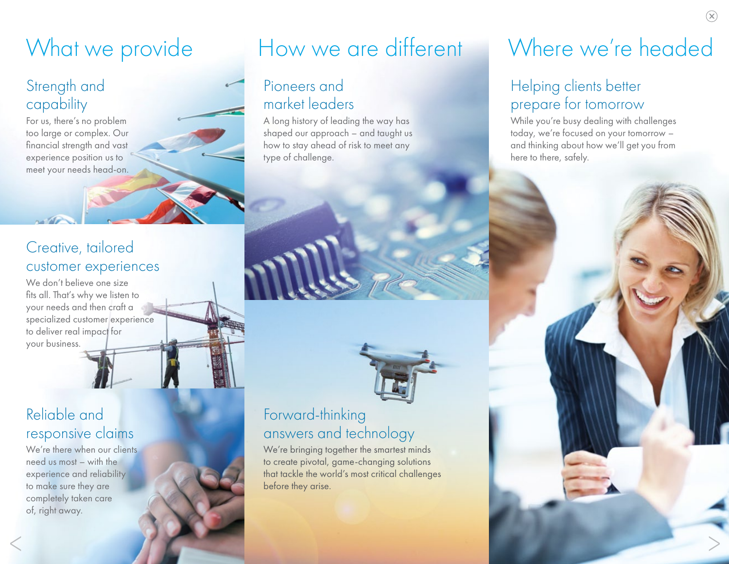# What we provide

## Strength and capability

For us, there's no problem too large or complex. Our financial strength and vast experience position us to meet your needs head-on.

## Creative, tailored customer experiences

We don't believe one size fits all. That's why we listen to your needs and then craft a specialized customer experience to deliver real impact for your business.

## Reliable and responsive claims

We're there when our clients need us most – with the experience and reliability to make sure they are completely taken care of, right away.

# How we are different

## Pioneers and market leaders

A long history of leading the way has shaped our approach – and taught us how to stay ahead of risk to meet any type of challenge.

## Forward-thinking answers and technology

We're bringing together the smartest minds to create pivotal, game-changing solutions that tackle the world's most critical challenges before they arise.

# Where we're headed

## Helping clients better prepare for tomorrow

While you're busy dealing with challenges today, we're focused on your tomorrow – and thinking about how we'll get you from here to there, safely.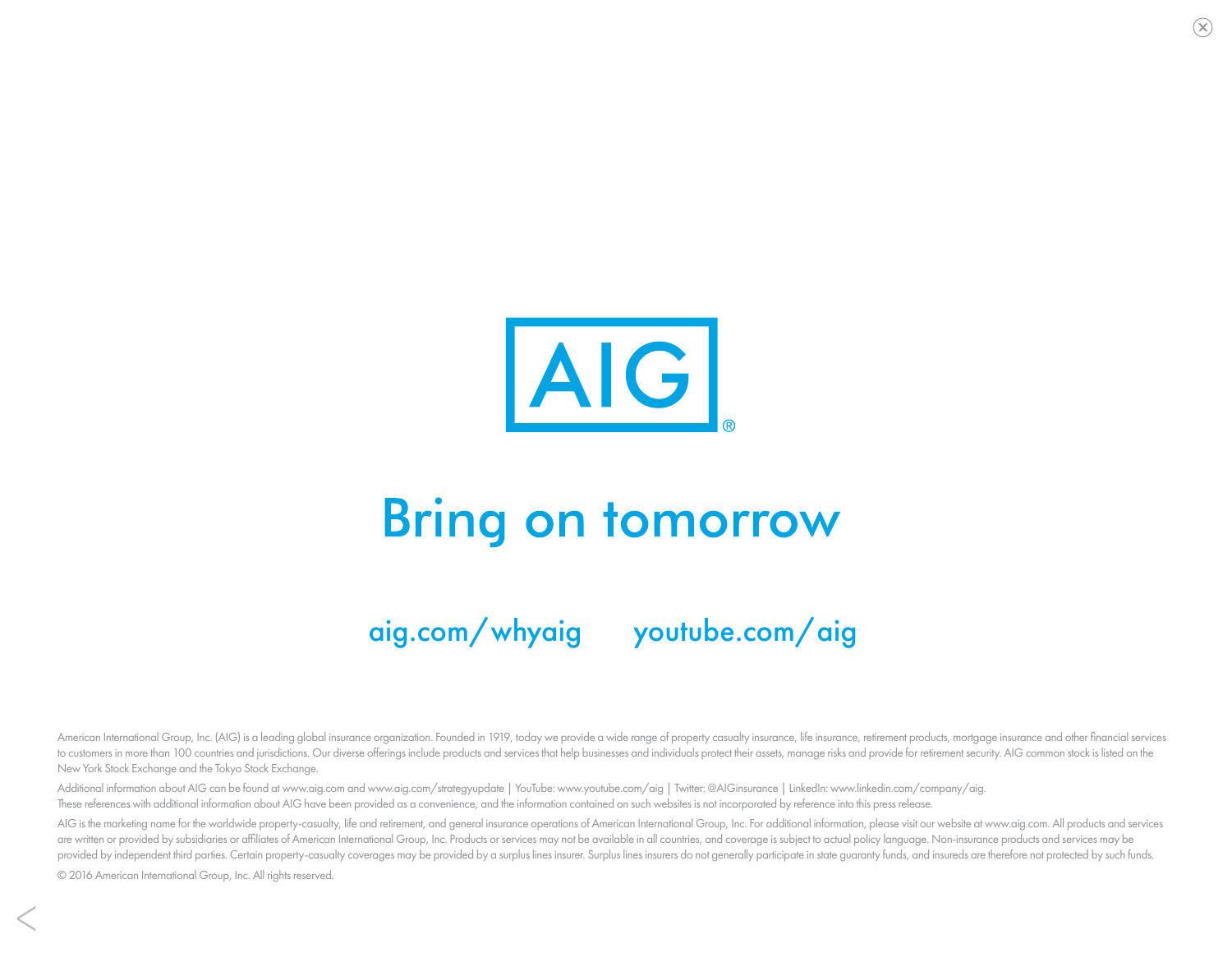AIG®

# Bring on tomorrow

aig.com/whyaig youtube.com/aig

American International Group, Inc. (AIG) is a leading global insurance organization. Founded in 1919, today we provide a wide range of property casualty insurance, life insurance, retirement products, mortgage insurance and other financial services to customers in more than 100 countries and jurisdictions. Our diverse offerings include products and services that help businesses and individuals protect their assets, manage risks and provide for retirement security. AIG common stock is listed on the New York Stock Exchange and the Tokyo Stock Exchange.

Additional information about AIG can be found at www.aig.com and www.aig.com/strategyupdate | YouTube: www.youtube.com/aig | Twitter: @AIGinsurance | LinkedIn: www.linkedin.com/company/aig.
These references with additional information about AIG have been provided as a convenience, and the information contained on such websites is not incorporated by reference into this press release.

AIG is the marketing name for the worldwide property-casualty, life and retirement, and general insurance operations of American International Group, Inc. For additional information, please visit our website at www.aig.com. All products and services are written or provided by subsidiaries or affiliates of American International Group, Inc. Products or services may not be available in all countries, and coverage is subject to actual policy language. Non-insurance products and services may be provided by independent third parties. Certain property-casualty coverages may be provided by a surplus lines insurer. Surplus lines insurers do not generally participate in state guaranty funds, and insureds are therefore not protected by such funds.

© 2016 American International Group, Inc. All rights reserved.